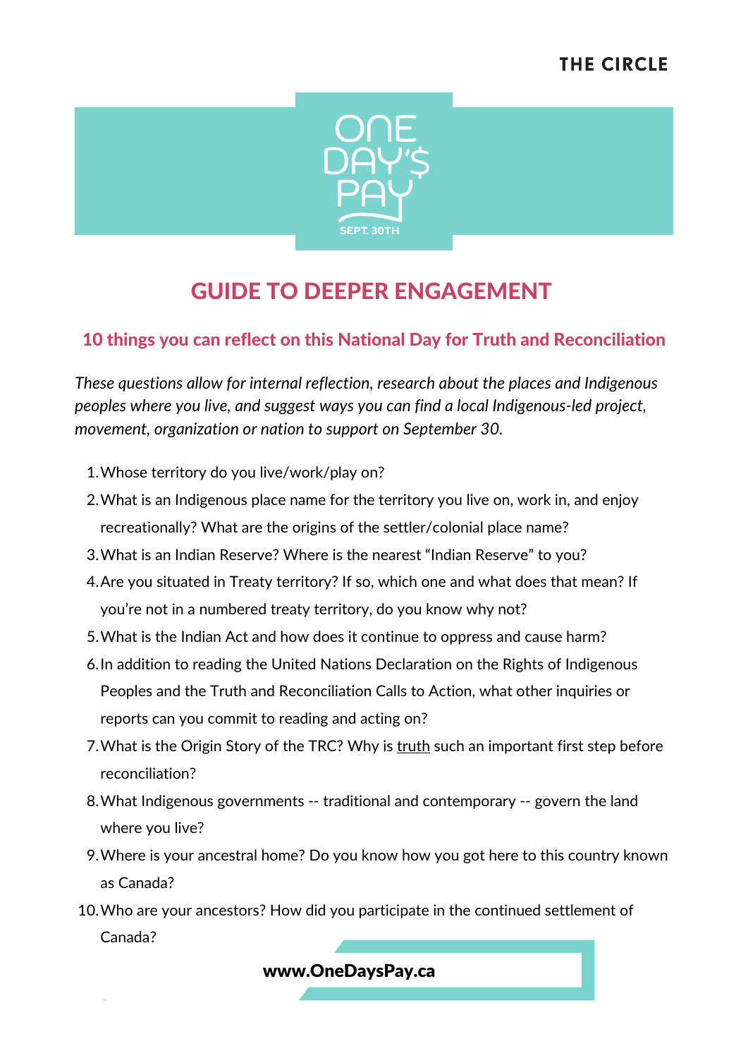THE CIRCLE

ONE DAY'S PAY

SEPT. 30TH

# GUIDE TO DEEPER ENGAGEMENT

## 10 things you can reflect on this National Day for Truth and Reconciliation

*These questions allow for internal reflection, research about the places and Indigenous peoples where you live, and suggest ways you can find a local Indigenous-led project, movement, organization or nation to support on September 30.*

1. Whose territory do you live/work/play on?
2. What is an Indigenous place name for the territory you live on, work in, and enjoy recreationally? What are the origins of the settler/colonial place name?
3. What is an Indian Reserve? Where is the nearest "Indian Reserve" to you?
4. Are you situated in Treaty territory? If so, which one and what does that mean? If you're not in a numbered treaty territory, do you know why not?
5. What is the Indian Act and how does it continue to oppress and cause harm?
6. In addition to reading the United Nations Declaration on the Rights of Indigenous Peoples and the Truth and Reconciliation Calls to Action, what other inquiries or reports can you commit to reading and acting on?
7. What is the Origin Story of the TRC? Why is <u>truth</u> such an important first step before reconciliation?
8. What Indigenous governments -- traditional and contemporary -- govern the land where you live?
9. Where is your ancestral home? Do you know how you got here to this country known as Canada?
10. Who are your ancestors? How did you participate in the continued settlement of Canada?

**www.OneDaysPay.ca**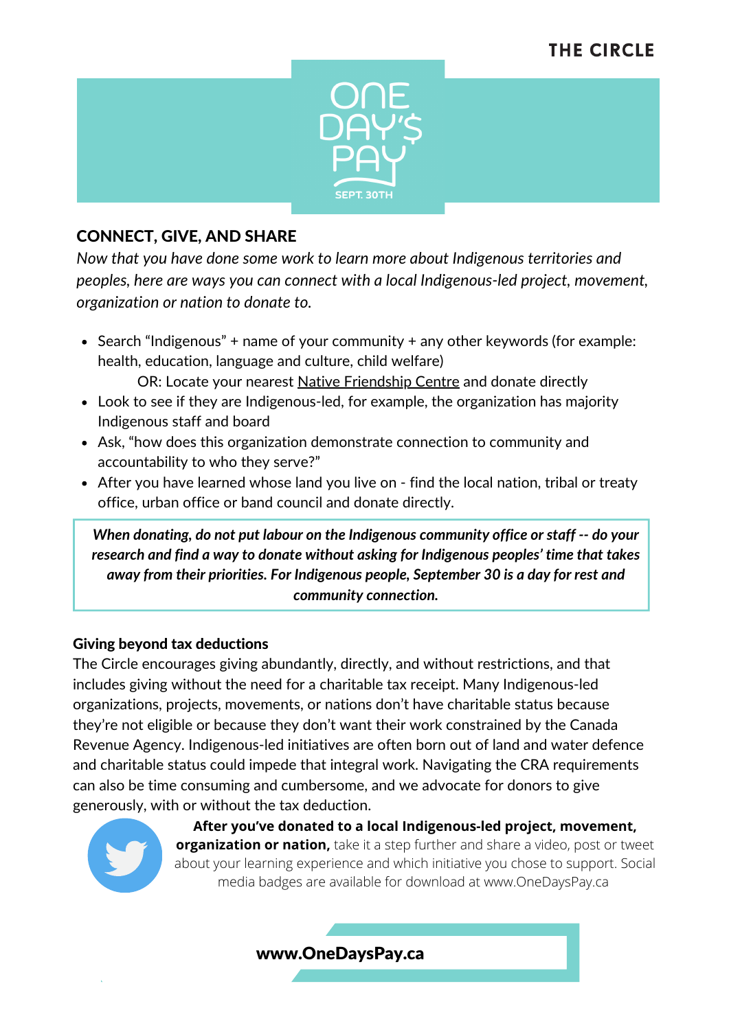## CONNECT, GIVE, AND SHARE

*Now that you have done some work to learn more about Indigenous territories and peoples, here are ways you can connect with a local Indigenous-led project, movement, organization or nation to donate to.*

- Search "Indigenous" + name of your community + any other keywords (for example: health, education, language and culture, child welfare)
  OR: Locate your nearest Native Friendship Centre and donate directly
- Look to see if they are Indigenous-led, for example, the organization has majority Indigenous staff and board
- Ask, "how does this organization demonstrate connection to community and accountability to who they serve?"
- After you have learned whose land you live on - find the local nation, tribal or treaty office, urban office or band council and donate directly.

> ***When donating, do not put labour on the Indigenous community office or staff -- do your research and find a way to donate without asking for Indigenous peoples' time that takes away from their priorities. For Indigenous people, September 30 is a day for rest and community connection.***

### Giving beyond tax deductions

The Circle encourages giving abundantly, directly, and without restrictions, and that includes giving without the need for a charitable tax receipt. Many Indigenous-led organizations, projects, movements, or nations don't have charitable status because they're not eligible or because they don't want their work constrained by the Canada Revenue Agency. Indigenous-led initiatives are often born out of land and water defence and charitable status could impede that integral work. Navigating the CRA requirements can also be time consuming and cumbersome, and we advocate for donors to give generously, with or without the tax deduction.

**After you've donated to a local Indigenous-led project, movement, organization or nation,** take it a step further and share a video, post or tweet about your learning experience and which initiative you chose to support. Social media badges are available for download at www.OneDaysPay.ca

**www.OneDaysPay.ca**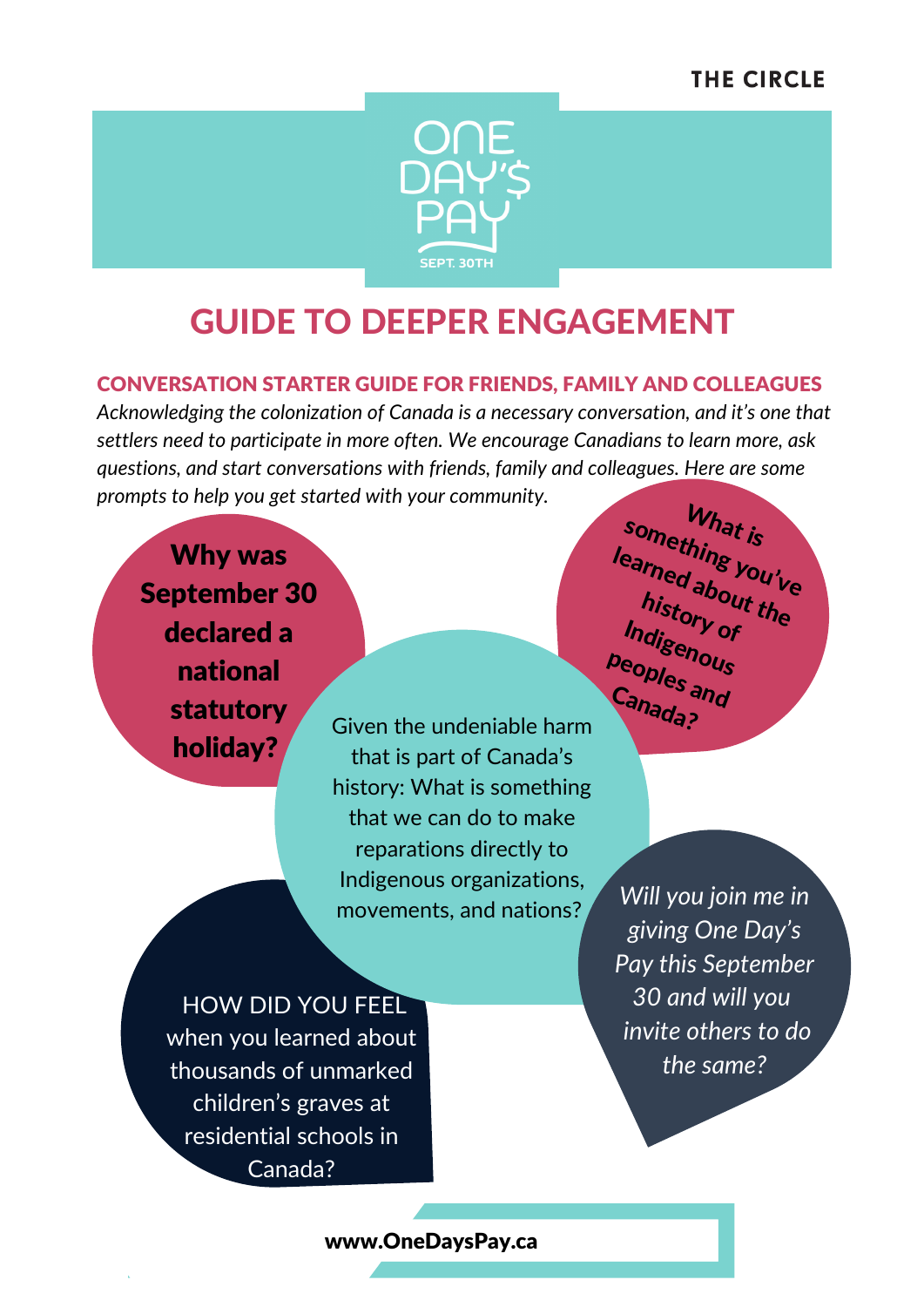THE CIRCLE

ONE DAY'$ PAY

SEPT. 30TH

# GUIDE TO DEEPER ENGAGEMENT

## CONVERSATION STARTER GUIDE FOR FRIENDS, FAMILY AND COLLEAGUES

*Acknowledging the colonization of Canada is a necessary conversation, and it's one that settlers need to participate in more often. We encourage Canadians to learn more, ask questions, and start conversations with friends, family and colleagues. Here are some prompts to help you get started with your community.*

**Why was September 30 declared a national statutory holiday?**

**What is something you've learned about the history of Indigenous peoples and Canada?**

Given the undeniable harm that is part of Canada's history: What is something that we can do to make reparations directly to Indigenous organizations, movements, and nations?

*Will you join me in giving One Day's Pay this September 30 and will you invite others to do the same?*

HOW DID YOU FEEL when you learned about thousands of unmarked children's graves at residential schools in Canada?

www.OneDaysPay.ca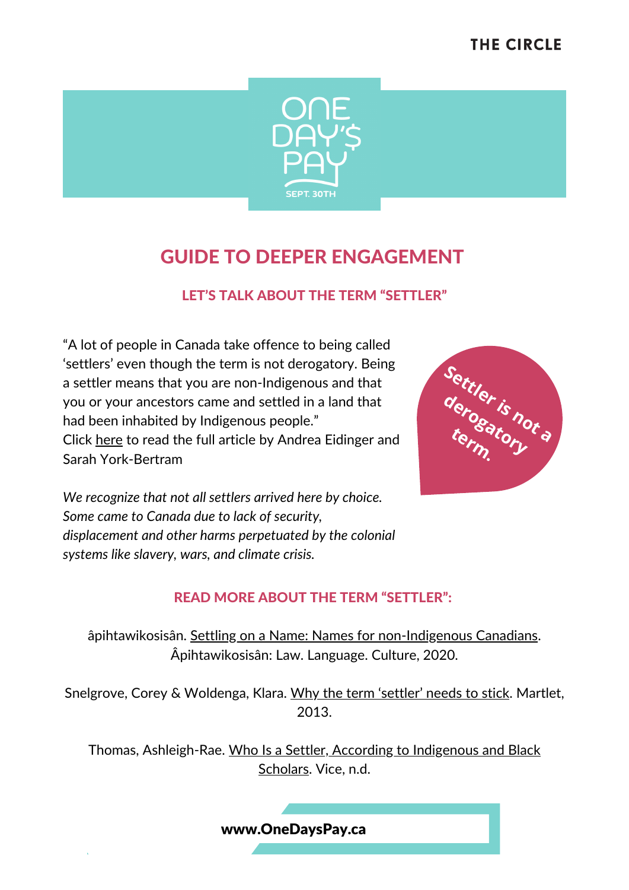## GUIDE TO DEEPER ENGAGEMENT

### LET'S TALK ABOUT THE TERM "SETTLER"

"A lot of people in Canada take offence to being called 'settlers' even though the term is not derogatory. Being a settler means that you are non-Indigenous and that you or your ancestors came and settled in a land that had been inhabited by Indigenous people."
Click here to read the full article by Andrea Eidinger and Sarah York-Bertram

Settler is not a derogatory term.

*We recognize that not all settlers arrived here by choice. Some came to Canada due to lack of security, displacement and other harms perpetuated by the colonial systems like slavery, wars, and climate crisis.*

### READ MORE ABOUT THE TERM "SETTLER":

âpihtawikosisân. Settling on a Name: Names for non-Indigenous Canadians. Âpihtawikosisân: Law. Language. Culture, 2020.

Snelgrove, Corey & Woldenga, Klara. Why the term 'settler' needs to stick. Martlet, 2013.

Thomas, Ashleigh-Rae. Who Is a Settler, According to Indigenous and Black Scholars. Vice, n.d.

www.OneDaysPay.ca